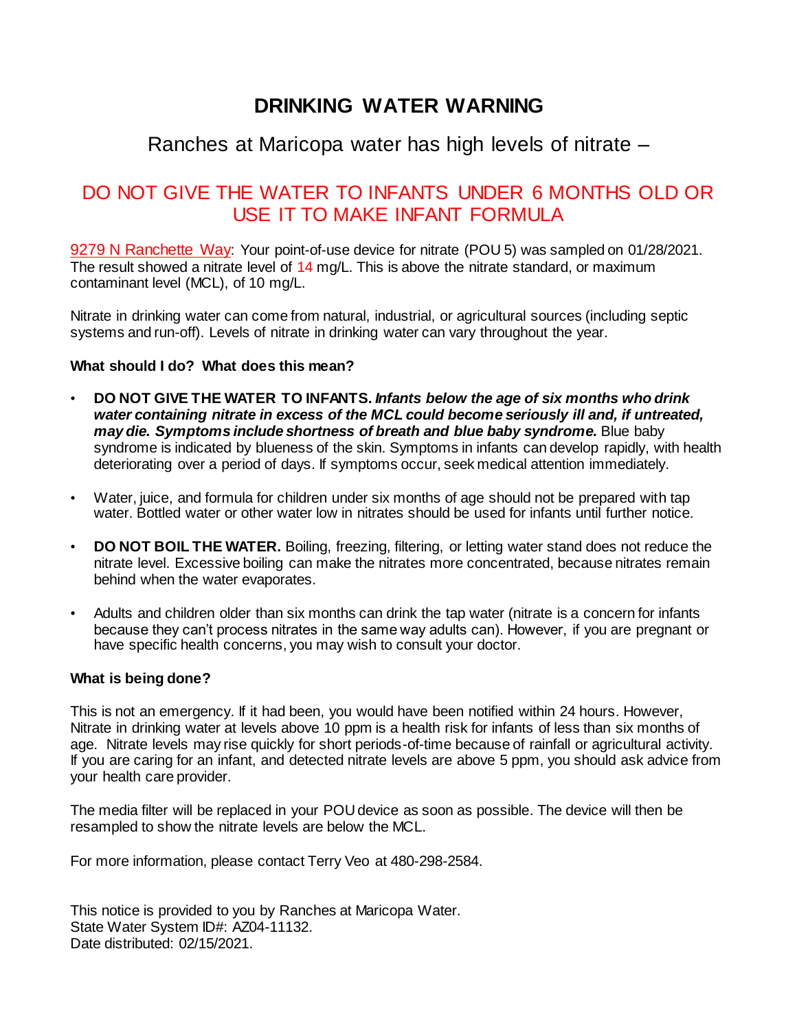# DRINKING WATER WARNING

## Ranches at Maricopa water has high levels of nitrate –

## DO NOT GIVE THE WATER TO INFANTS UNDER 6 MONTHS OLD OR USE IT TO MAKE INFANT FORMULA

9279 N Ranchette Way: Your point-of-use device for nitrate (POU 5) was sampled on 01/28/2021. The result showed a nitrate level of 14 mg/L. This is above the nitrate standard, or maximum contaminant level (MCL), of 10 mg/L.

Nitrate in drinking water can come from natural, industrial, or agricultural sources (including septic systems and run-off). Levels of nitrate in drinking water can vary throughout the year.

**What should I do? What does this mean?**

- **DO NOT GIVE THE WATER TO INFANTS.** ***Infants below the age of six months who drink water containing nitrate in excess of the MCL could become seriously ill and, if untreated, may die. Symptoms include shortness of breath and blue baby syndrome.*** Blue baby syndrome is indicated by blueness of the skin. Symptoms in infants can develop rapidly, with health deteriorating over a period of days. If symptoms occur, seek medical attention immediately.
- Water, juice, and formula for children under six months of age should not be prepared with tap water. Bottled water or other water low in nitrates should be used for infants until further notice.
- **DO NOT BOIL THE WATER.** Boiling, freezing, filtering, or letting water stand does not reduce the nitrate level. Excessive boiling can make the nitrates more concentrated, because nitrates remain behind when the water evaporates.
- Adults and children older than six months can drink the tap water (nitrate is a concern for infants because they can't process nitrates in the same way adults can). However, if you are pregnant or have specific health concerns, you may wish to consult your doctor.

**What is being done?**

This is not an emergency. If it had been, you would have been notified within 24 hours. However, Nitrate in drinking water at levels above 10 ppm is a health risk for infants of less than six months of age. Nitrate levels may rise quickly for short periods-of-time because of rainfall or agricultural activity. If you are caring for an infant, and detected nitrate levels are above 5 ppm, you should ask advice from your health care provider.

The media filter will be replaced in your POU device as soon as possible. The device will then be resampled to show the nitrate levels are below the MCL.

For more information, please contact Terry Veo at 480-298-2584.

This notice is provided to you by Ranches at Maricopa Water.
State Water System ID#: AZ04-11132.
Date distributed: 02/15/2021.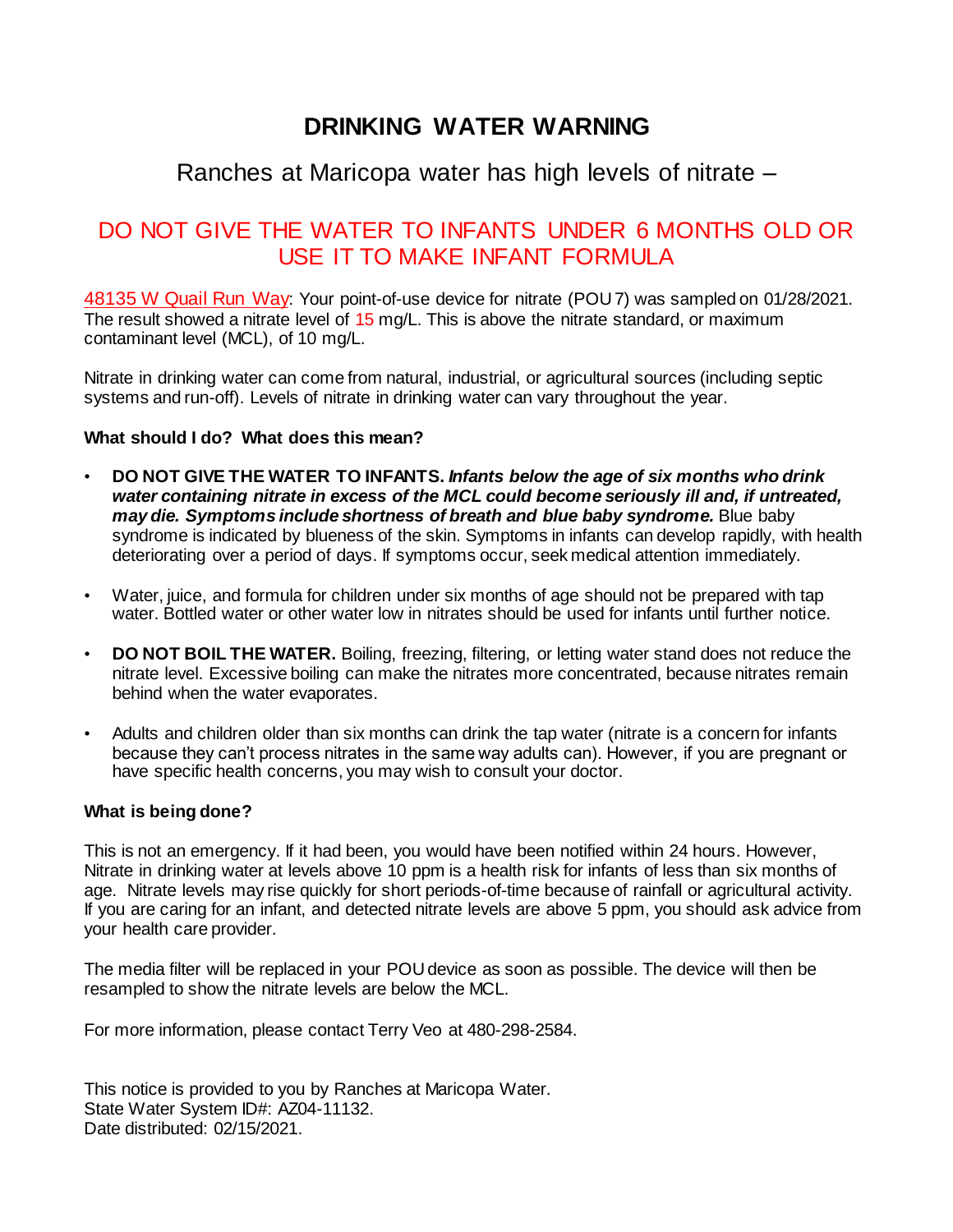# DRINKING WATER WARNING

## Ranches at Maricopa water has high levels of nitrate –

## DO NOT GIVE THE WATER TO INFANTS UNDER 6 MONTHS OLD OR USE IT TO MAKE INFANT FORMULA

48135 W Quail Run Way: Your point-of-use device for nitrate (POU 7) was sampled on 01/28/2021. The result showed a nitrate level of 15 mg/L. This is above the nitrate standard, or maximum contaminant level (MCL), of 10 mg/L.

Nitrate in drinking water can come from natural, industrial, or agricultural sources (including septic systems and run-off). Levels of nitrate in drinking water can vary throughout the year.

**What should I do? What does this mean?**

- **DO NOT GIVE THE WATER TO INFANTS.** ***Infants below the age of six months who drink water containing nitrate in excess of the MCL could become seriously ill and, if untreated, may die. Symptoms include shortness of breath and blue baby syndrome.*** Blue baby syndrome is indicated by blueness of the skin. Symptoms in infants can develop rapidly, with health deteriorating over a period of days. If symptoms occur, seek medical attention immediately.

- Water, juice, and formula for children under six months of age should not be prepared with tap water. Bottled water or other water low in nitrates should be used for infants until further notice.

- **DO NOT BOIL THE WATER.** Boiling, freezing, filtering, or letting water stand does not reduce the nitrate level. Excessive boiling can make the nitrates more concentrated, because nitrates remain behind when the water evaporates.

- Adults and children older than six months can drink the tap water (nitrate is a concern for infants because they can't process nitrates in the same way adults can). However, if you are pregnant or have specific health concerns, you may wish to consult your doctor.

**What is being done?**

This is not an emergency. If it had been, you would have been notified within 24 hours. However, Nitrate in drinking water at levels above 10 ppm is a health risk for infants of less than six months of age. Nitrate levels may rise quickly for short periods-of-time because of rainfall or agricultural activity. If you are caring for an infant, and detected nitrate levels are above 5 ppm, you should ask advice from your health care provider.

The media filter will be replaced in your POU device as soon as possible. The device will then be resampled to show the nitrate levels are below the MCL.

For more information, please contact Terry Veo at 480-298-2584.

This notice is provided to you by Ranches at Maricopa Water.
State Water System ID#: AZ04-11132.
Date distributed: 02/15/2021.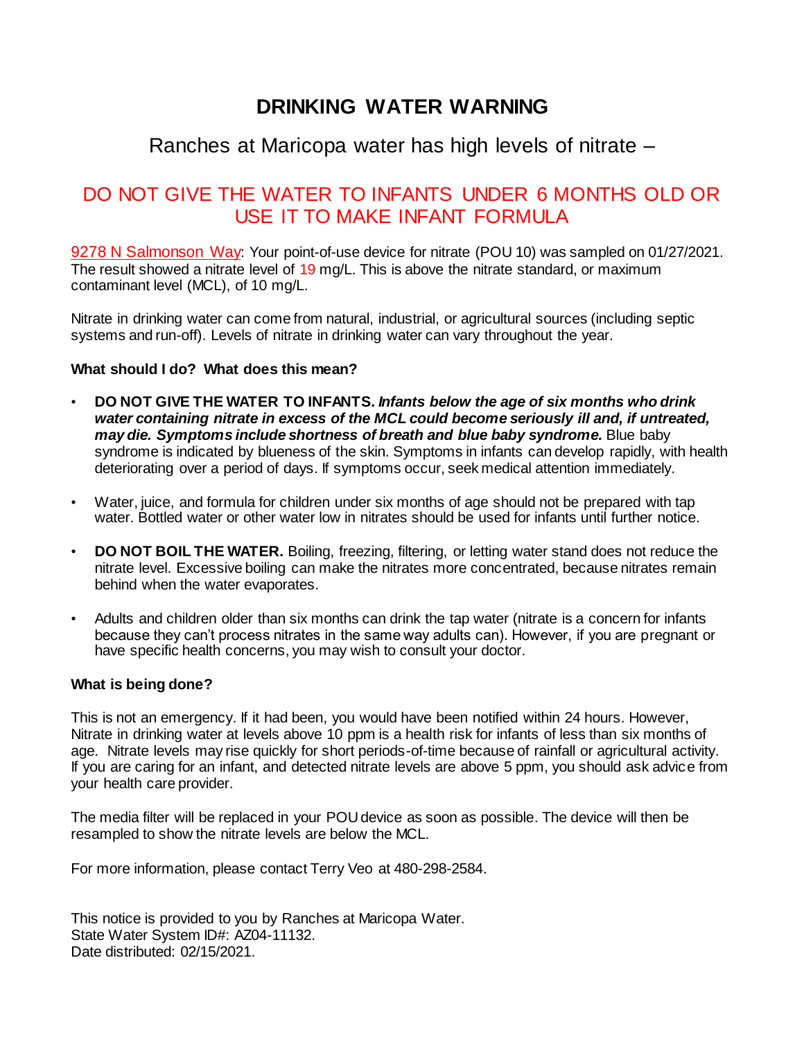# DRINKING WATER WARNING

## Ranches at Maricopa water has high levels of nitrate –

## DO NOT GIVE THE WATER TO INFANTS UNDER 6 MONTHS OLD OR USE IT TO MAKE INFANT FORMULA

9278 N Salmonson Way: Your point-of-use device for nitrate (POU 10) was sampled on 01/27/2021. The result showed a nitrate level of 19 mg/L. This is above the nitrate standard, or maximum contaminant level (MCL), of 10 mg/L.

Nitrate in drinking water can come from natural, industrial, or agricultural sources (including septic systems and run-off). Levels of nitrate in drinking water can vary throughout the year.

**What should I do? What does this mean?**

- **DO NOT GIVE THE WATER TO INFANTS.** ***Infants below the age of six months who drink water containing nitrate in excess of the MCL could become seriously ill and, if untreated, may die. Symptoms include shortness of breath and blue baby syndrome.*** Blue baby syndrome is indicated by blueness of the skin. Symptoms in infants can develop rapidly, with health deteriorating over a period of days. If symptoms occur, seek medical attention immediately.
- Water, juice, and formula for children under six months of age should not be prepared with tap water. Bottled water or other water low in nitrates should be used for infants until further notice.
- **DO NOT BOIL THE WATER.** Boiling, freezing, filtering, or letting water stand does not reduce the nitrate level. Excessive boiling can make the nitrates more concentrated, because nitrates remain behind when the water evaporates.
- Adults and children older than six months can drink the tap water (nitrate is a concern for infants because they can't process nitrates in the same way adults can). However, if you are pregnant or have specific health concerns, you may wish to consult your doctor.

**What is being done?**

This is not an emergency. If it had been, you would have been notified within 24 hours. However, Nitrate in drinking water at levels above 10 ppm is a health risk for infants of less than six months of age. Nitrate levels may rise quickly for short periods-of-time because of rainfall or agricultural activity. If you are caring for an infant, and detected nitrate levels are above 5 ppm, you should ask advice from your health care provider.

The media filter will be replaced in your POU device as soon as possible. The device will then be resampled to show the nitrate levels are below the MCL.

For more information, please contact Terry Veo at 480-298-2584.

This notice is provided to you by Ranches at Maricopa Water.
State Water System ID#: AZ04-11132.
Date distributed: 02/15/2021.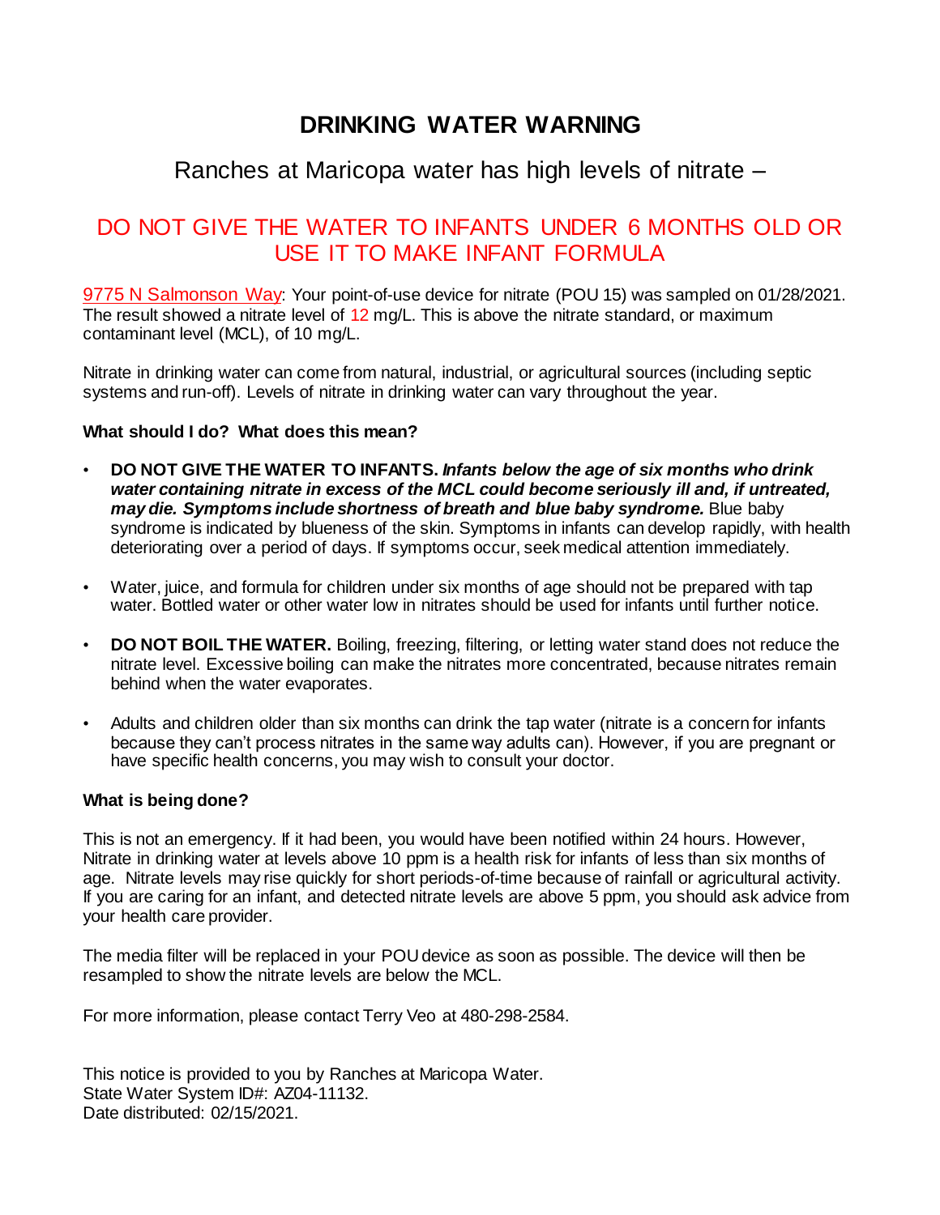# DRINKING WATER WARNING

## Ranches at Maricopa water has high levels of nitrate –

## DO NOT GIVE THE WATER TO INFANTS UNDER 6 MONTHS OLD OR USE IT TO MAKE INFANT FORMULA

9775 N Salmonson Way: Your point-of-use device for nitrate (POU 15) was sampled on 01/28/2021. The result showed a nitrate level of 12 mg/L. This is above the nitrate standard, or maximum contaminant level (MCL), of 10 mg/L.

Nitrate in drinking water can come from natural, industrial, or agricultural sources (including septic systems and run-off). Levels of nitrate in drinking water can vary throughout the year.

**What should I do? What does this mean?**

- **DO NOT GIVE THE WATER TO INFANTS.** ***Infants below the age of six months who drink water containing nitrate in excess of the MCL could become seriously ill and, if untreated, may die. Symptoms include shortness of breath and blue baby syndrome.*** Blue baby syndrome is indicated by blueness of the skin. Symptoms in infants can develop rapidly, with health deteriorating over a period of days. If symptoms occur, seek medical attention immediately.

- Water, juice, and formula for children under six months of age should not be prepared with tap water. Bottled water or other water low in nitrates should be used for infants until further notice.

- **DO NOT BOIL THE WATER.** Boiling, freezing, filtering, or letting water stand does not reduce the nitrate level. Excessive boiling can make the nitrates more concentrated, because nitrates remain behind when the water evaporates.

- Adults and children older than six months can drink the tap water (nitrate is a concern for infants because they can't process nitrates in the same way adults can). However, if you are pregnant or have specific health concerns, you may wish to consult your doctor.

**What is being done?**

This is not an emergency. If it had been, you would have been notified within 24 hours. However, Nitrate in drinking water at levels above 10 ppm is a health risk for infants of less than six months of age. Nitrate levels may rise quickly for short periods-of-time because of rainfall or agricultural activity. If you are caring for an infant, and detected nitrate levels are above 5 ppm, you should ask advice from your health care provider.

The media filter will be replaced in your POU device as soon as possible. The device will then be resampled to show the nitrate levels are below the MCL.

For more information, please contact Terry Veo at 480-298-2584.

This notice is provided to you by Ranches at Maricopa Water.
State Water System ID#: AZ04-11132.
Date distributed: 02/15/2021.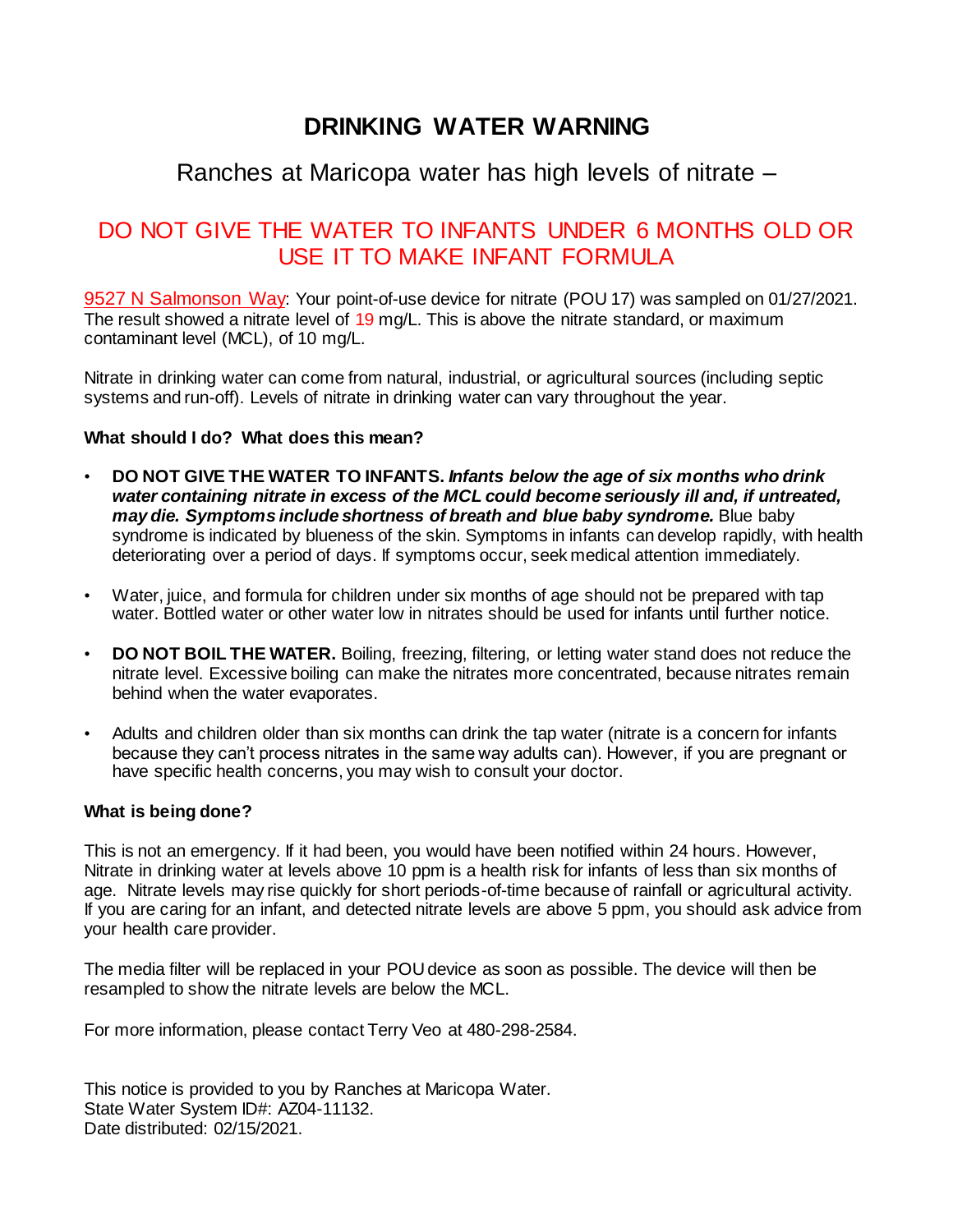# DRINKING WATER WARNING

## Ranches at Maricopa water has high levels of nitrate –

## DO NOT GIVE THE WATER TO INFANTS UNDER 6 MONTHS OLD OR USE IT TO MAKE INFANT FORMULA

9527 N Salmonson Way: Your point-of-use device for nitrate (POU 17) was sampled on 01/27/2021. The result showed a nitrate level of 19 mg/L. This is above the nitrate standard, or maximum contaminant level (MCL), of 10 mg/L.

Nitrate in drinking water can come from natural, industrial, or agricultural sources (including septic systems and run-off). Levels of nitrate in drinking water can vary throughout the year.

**What should I do? What does this mean?**

- **DO NOT GIVE THE WATER TO INFANTS.** ***Infants below the age of six months who drink water containing nitrate in excess of the MCL could become seriously ill and, if untreated, may die. Symptoms include shortness of breath and blue baby syndrome.*** Blue baby syndrome is indicated by blueness of the skin. Symptoms in infants can develop rapidly, with health deteriorating over a period of days. If symptoms occur, seek medical attention immediately.
- Water, juice, and formula for children under six months of age should not be prepared with tap water. Bottled water or other water low in nitrates should be used for infants until further notice.
- **DO NOT BOIL THE WATER.** Boiling, freezing, filtering, or letting water stand does not reduce the nitrate level. Excessive boiling can make the nitrates more concentrated, because nitrates remain behind when the water evaporates.
- Adults and children older than six months can drink the tap water (nitrate is a concern for infants because they can't process nitrates in the same way adults can). However, if you are pregnant or have specific health concerns, you may wish to consult your doctor.

**What is being done?**

This is not an emergency. If it had been, you would have been notified within 24 hours. However, Nitrate in drinking water at levels above 10 ppm is a health risk for infants of less than six months of age. Nitrate levels may rise quickly for short periods-of-time because of rainfall or agricultural activity. If you are caring for an infant, and detected nitrate levels are above 5 ppm, you should ask advice from your health care provider.

The media filter will be replaced in your POU device as soon as possible. The device will then be resampled to show the nitrate levels are below the MCL.

For more information, please contact Terry Veo at 480-298-2584.

This notice is provided to you by Ranches at Maricopa Water.
State Water System ID#: AZ04-11132.
Date distributed: 02/15/2021.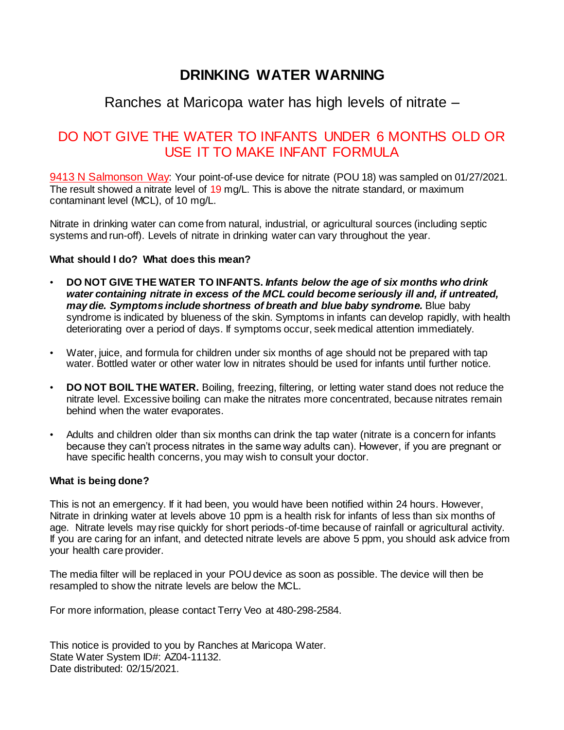# DRINKING WATER WARNING

## Ranches at Maricopa water has high levels of nitrate –

## DO NOT GIVE THE WATER TO INFANTS UNDER 6 MONTHS OLD OR USE IT TO MAKE INFANT FORMULA

9413 N Salmonson Way: Your point-of-use device for nitrate (POU 18) was sampled on 01/27/2021. The result showed a nitrate level of 19 mg/L. This is above the nitrate standard, or maximum contaminant level (MCL), of 10 mg/L.

Nitrate in drinking water can come from natural, industrial, or agricultural sources (including septic systems and run-off). Levels of nitrate in drinking water can vary throughout the year.

### What should I do? What does this mean?

- **DO NOT GIVE THE WATER TO INFANTS.** ***Infants below the age of six months who drink water containing nitrate in excess of the MCL could become seriously ill and, if untreated, may die. Symptoms include shortness of breath and blue baby syndrome.*** Blue baby syndrome is indicated by blueness of the skin. Symptoms in infants can develop rapidly, with health deteriorating over a period of days. If symptoms occur, seek medical attention immediately.

- Water, juice, and formula for children under six months of age should not be prepared with tap water. Bottled water or other water low in nitrates should be used for infants until further notice.

- **DO NOT BOIL THE WATER.** Boiling, freezing, filtering, or letting water stand does not reduce the nitrate level. Excessive boiling can make the nitrates more concentrated, because nitrates remain behind when the water evaporates.

- Adults and children older than six months can drink the tap water (nitrate is a concern for infants because they can't process nitrates in the same way adults can). However, if you are pregnant or have specific health concerns, you may wish to consult your doctor.

### What is being done?

This is not an emergency. If it had been, you would have been notified within 24 hours. However, Nitrate in drinking water at levels above 10 ppm is a health risk for infants of less than six months of age. Nitrate levels may rise quickly for short periods-of-time because of rainfall or agricultural activity. If you are caring for an infant, and detected nitrate levels are above 5 ppm, you should ask advice from your health care provider.

The media filter will be replaced in your POU device as soon as possible. The device will then be resampled to show the nitrate levels are below the MCL.

For more information, please contact Terry Veo at 480-298-2584.

This notice is provided to you by Ranches at Maricopa Water.
State Water System ID#: AZ04-11132.
Date distributed: 02/15/2021.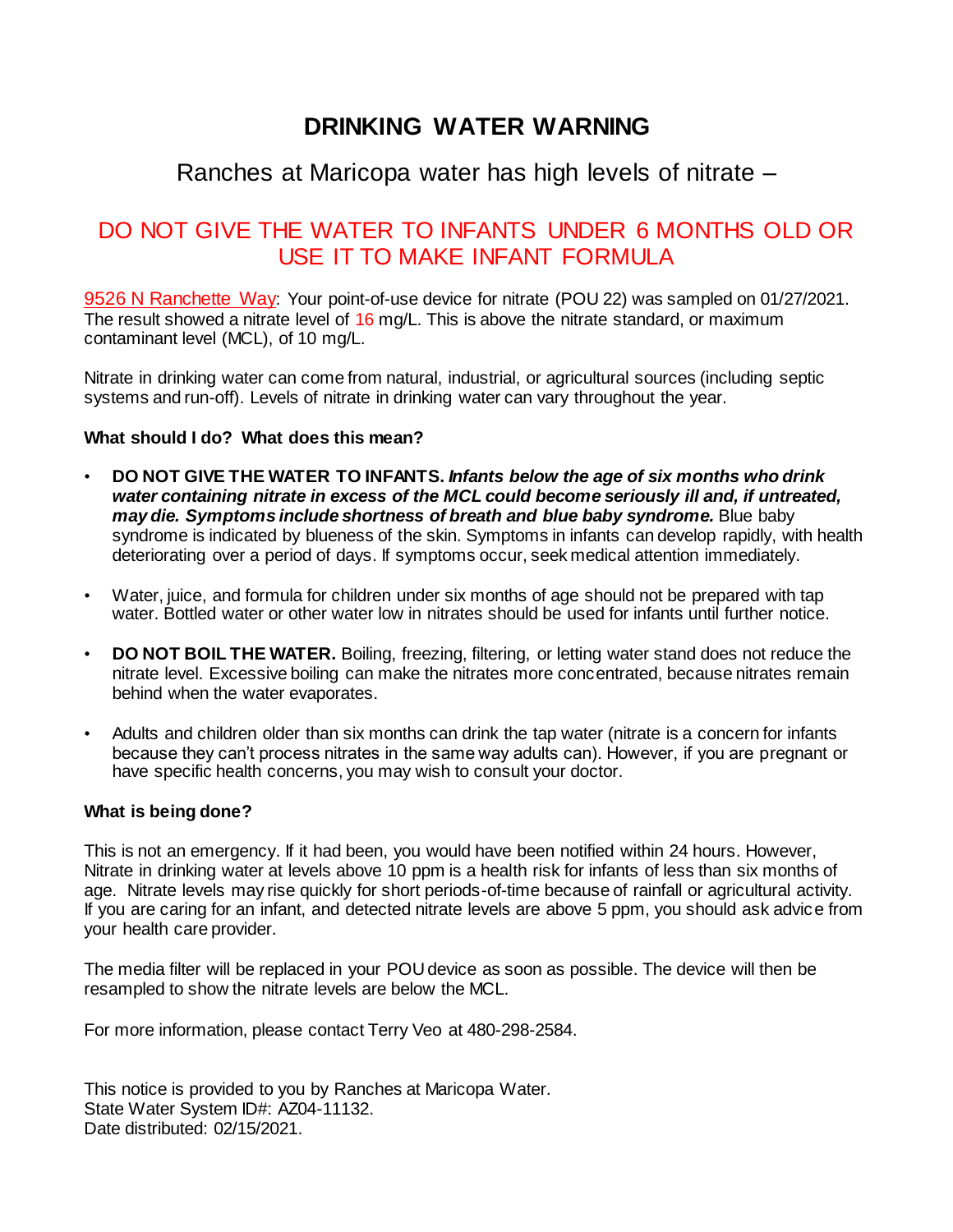# DRINKING WATER WARNING

## Ranches at Maricopa water has high levels of nitrate –

## DO NOT GIVE THE WATER TO INFANTS UNDER 6 MONTHS OLD OR USE IT TO MAKE INFANT FORMULA

9526 N Ranchette Way: Your point-of-use device for nitrate (POU 22) was sampled on 01/27/2021. The result showed a nitrate level of 16 mg/L. This is above the nitrate standard, or maximum contaminant level (MCL), of 10 mg/L.

Nitrate in drinking water can come from natural, industrial, or agricultural sources (including septic systems and run-off). Levels of nitrate in drinking water can vary throughout the year.

**What should I do? What does this mean?**

- **DO NOT GIVE THE WATER TO INFANTS.** ***Infants below the age of six months who drink water containing nitrate in excess of the MCL could become seriously ill and, if untreated, may die. Symptoms include shortness of breath and blue baby syndrome.*** Blue baby syndrome is indicated by blueness of the skin. Symptoms in infants can develop rapidly, with health deteriorating over a period of days. If symptoms occur, seek medical attention immediately.

- Water, juice, and formula for children under six months of age should not be prepared with tap water. Bottled water or other water low in nitrates should be used for infants until further notice.

- **DO NOT BOIL THE WATER.** Boiling, freezing, filtering, or letting water stand does not reduce the nitrate level. Excessive boiling can make the nitrates more concentrated, because nitrates remain behind when the water evaporates.

- Adults and children older than six months can drink the tap water (nitrate is a concern for infants because they can't process nitrates in the same way adults can). However, if you are pregnant or have specific health concerns, you may wish to consult your doctor.

**What is being done?**

This is not an emergency. If it had been, you would have been notified within 24 hours. However, Nitrate in drinking water at levels above 10 ppm is a health risk for infants of less than six months of age. Nitrate levels may rise quickly for short periods-of-time because of rainfall or agricultural activity. If you are caring for an infant, and detected nitrate levels are above 5 ppm, you should ask advice from your health care provider.

The media filter will be replaced in your POU device as soon as possible. The device will then be resampled to show the nitrate levels are below the MCL.

For more information, please contact Terry Veo at 480-298-2584.

This notice is provided to you by Ranches at Maricopa Water.
State Water System ID#: AZ04-11132.
Date distributed: 02/15/2021.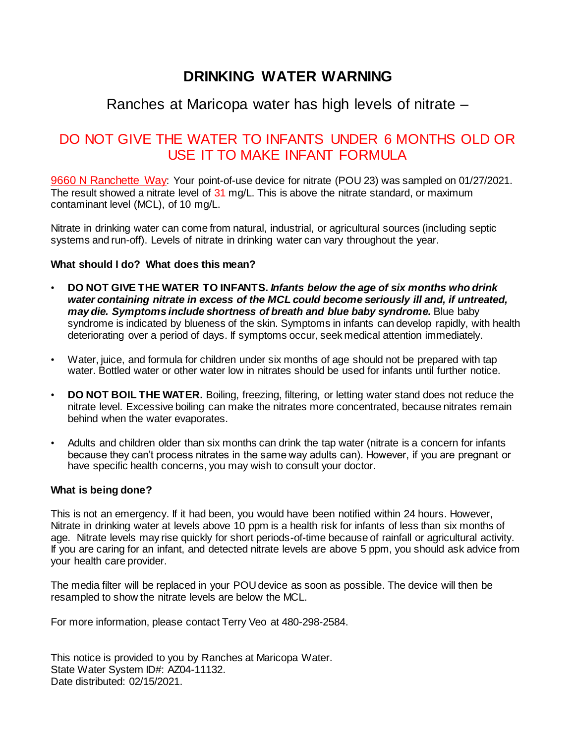# DRINKING WATER WARNING

## Ranches at Maricopa water has high levels of nitrate –

## DO NOT GIVE THE WATER TO INFANTS UNDER 6 MONTHS OLD OR USE IT TO MAKE INFANT FORMULA

9660 N Ranchette Way: Your point-of-use device for nitrate (POU 23) was sampled on 01/27/2021. The result showed a nitrate level of 31 mg/L. This is above the nitrate standard, or maximum contaminant level (MCL), of 10 mg/L.

Nitrate in drinking water can come from natural, industrial, or agricultural sources (including septic systems and run-off). Levels of nitrate in drinking water can vary throughout the year.

**What should I do? What does this mean?**

- **DO NOT GIVE THE WATER TO INFANTS.** ***Infants below the age of six months who drink water containing nitrate in excess of the MCL could become seriously ill and, if untreated, may die. Symptoms include shortness of breath and blue baby syndrome.*** Blue baby syndrome is indicated by blueness of the skin. Symptoms in infants can develop rapidly, with health deteriorating over a period of days. If symptoms occur, seek medical attention immediately.
- Water, juice, and formula for children under six months of age should not be prepared with tap water. Bottled water or other water low in nitrates should be used for infants until further notice.
- **DO NOT BOIL THE WATER.** Boiling, freezing, filtering, or letting water stand does not reduce the nitrate level. Excessive boiling can make the nitrates more concentrated, because nitrates remain behind when the water evaporates.
- Adults and children older than six months can drink the tap water (nitrate is a concern for infants because they can't process nitrates in the same way adults can). However, if you are pregnant or have specific health concerns, you may wish to consult your doctor.

**What is being done?**

This is not an emergency. If it had been, you would have been notified within 24 hours. However, Nitrate in drinking water at levels above 10 ppm is a health risk for infants of less than six months of age. Nitrate levels may rise quickly for short periods-of-time because of rainfall or agricultural activity. If you are caring for an infant, and detected nitrate levels are above 5 ppm, you should ask advice from your health care provider.

The media filter will be replaced in your POU device as soon as possible. The device will then be resampled to show the nitrate levels are below the MCL.

For more information, please contact Terry Veo at 480-298-2584.

This notice is provided to you by Ranches at Maricopa Water.
State Water System ID#: AZ04-11132.
Date distributed: 02/15/2021.